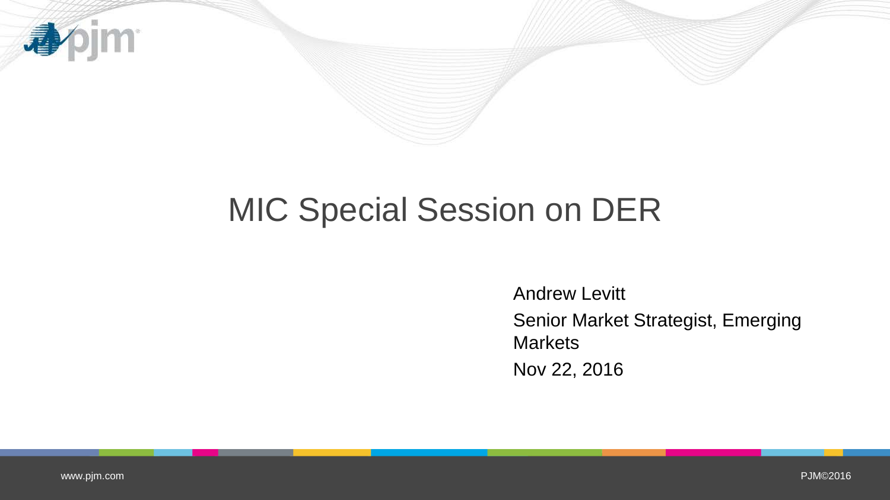# MIC Special Session on DER

Andrew Levitt

Senior Market Strategist, Emerging Markets

Nov 22, 2016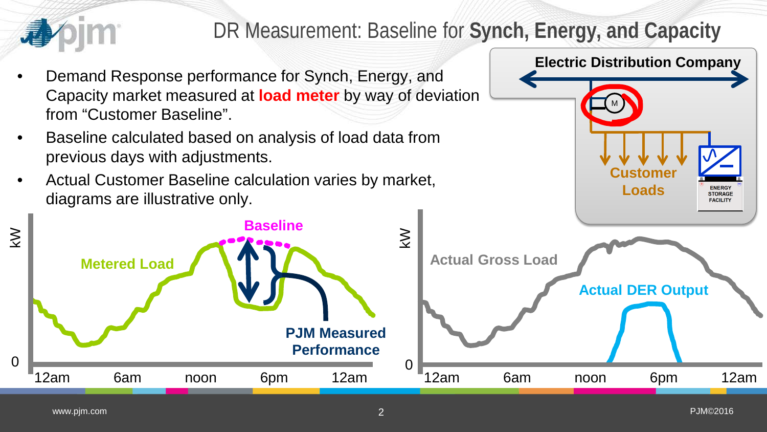# DR Measurement: Baseline for **Synch, Energy, and Capacity**

- Demand Response performance for Synch, Energy, and Capacity market measured at **load meter** by way of deviation from "Customer Baseline".
- Baseline calculated based on analysis of load data from previous days with adjustments.
- Actual Customer Baseline calculation varies by market, diagrams are illustrative only.

**Electric Distribution Company**

M

**Customer Loads**

ENERGY STORAGE FACILITY

kW

**Baseline**

**Metered Load**

**PJM Measured Performance**

0

12am 6am noon 6pm 12am

kW

**Actual Gross Load**

**Actual DER Output**

0

12am 6am noon 6pm 12am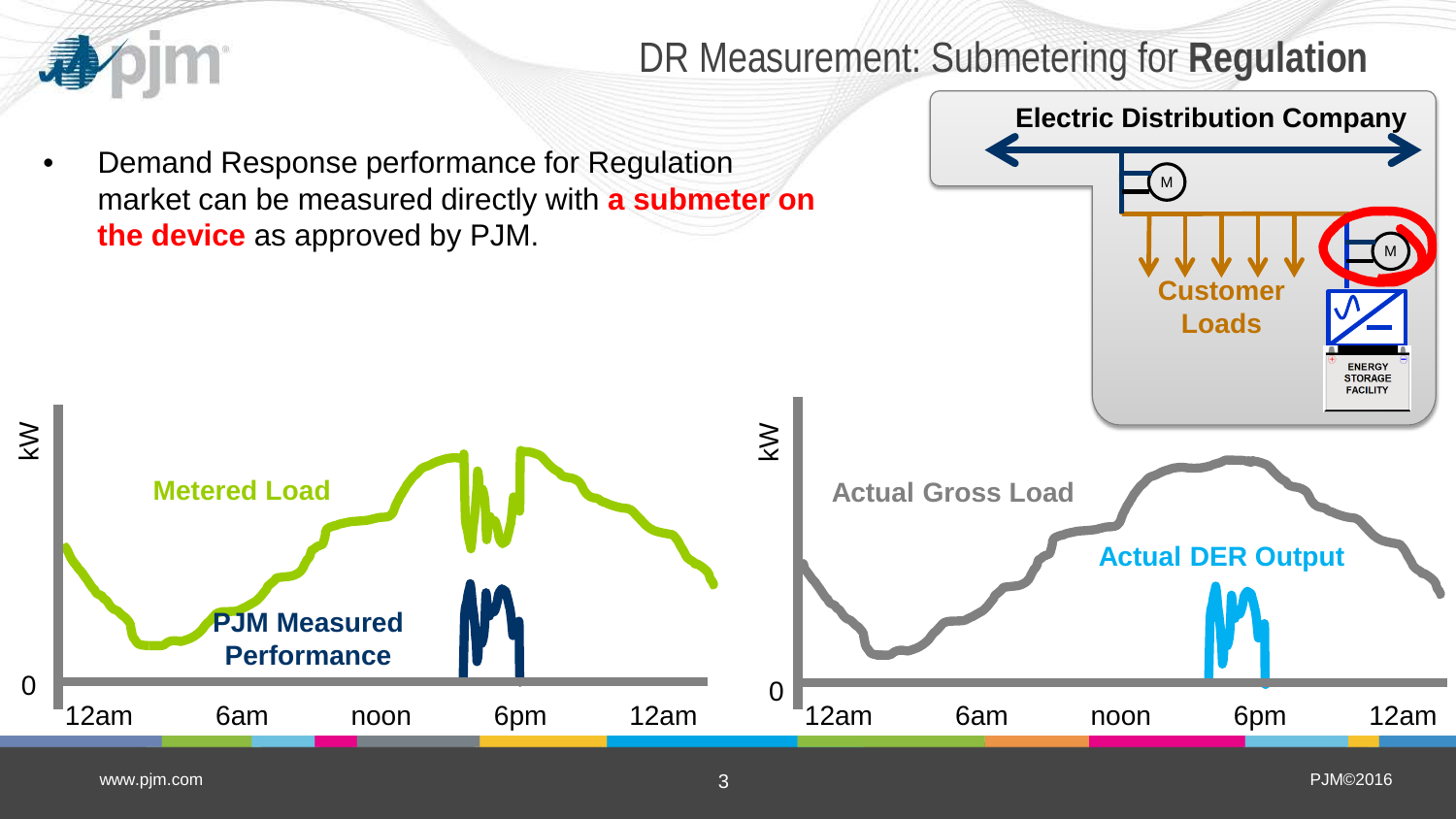# DR Measurement: Submetering for **Regulation**

- Demand Response performance for Regulation market can be measured directly with **a submeter on the device** as approved by PJM.

Electric Distribution Company

Customer Loads

ENERGY STORAGE FACILITY

Metered Load

PJM Measured Performance

Actual Gross Load

Actual DER Output

kW

0

12am 6am noon 6pm 12am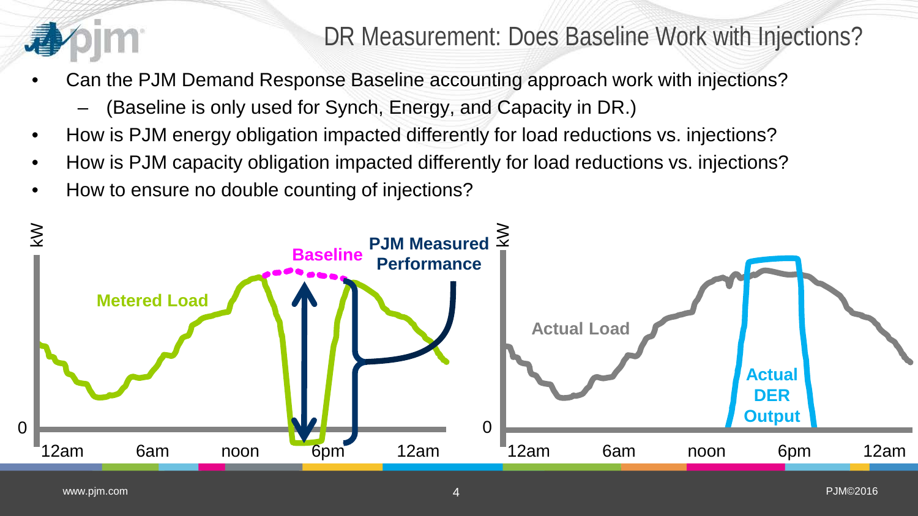# DR Measurement: Does Baseline Work with Injections?

- Can the PJM Demand Response Baseline accounting approach work with injections?
  - (Baseline is only used for Synch, Energy, and Capacity in DR.)
- How is PJM energy obligation impacted differently for load reductions vs. injections?
- How is PJM capacity obligation impacted differently for load reductions vs. injections?
- How to ensure no double counting of injections?

kW

Baseline

PJM Measured Performance

Metered Load

0

12am 6am noon 6pm 12am

kW

Actual Load

Actual DER Output

0

12am 6am noon 6pm 12am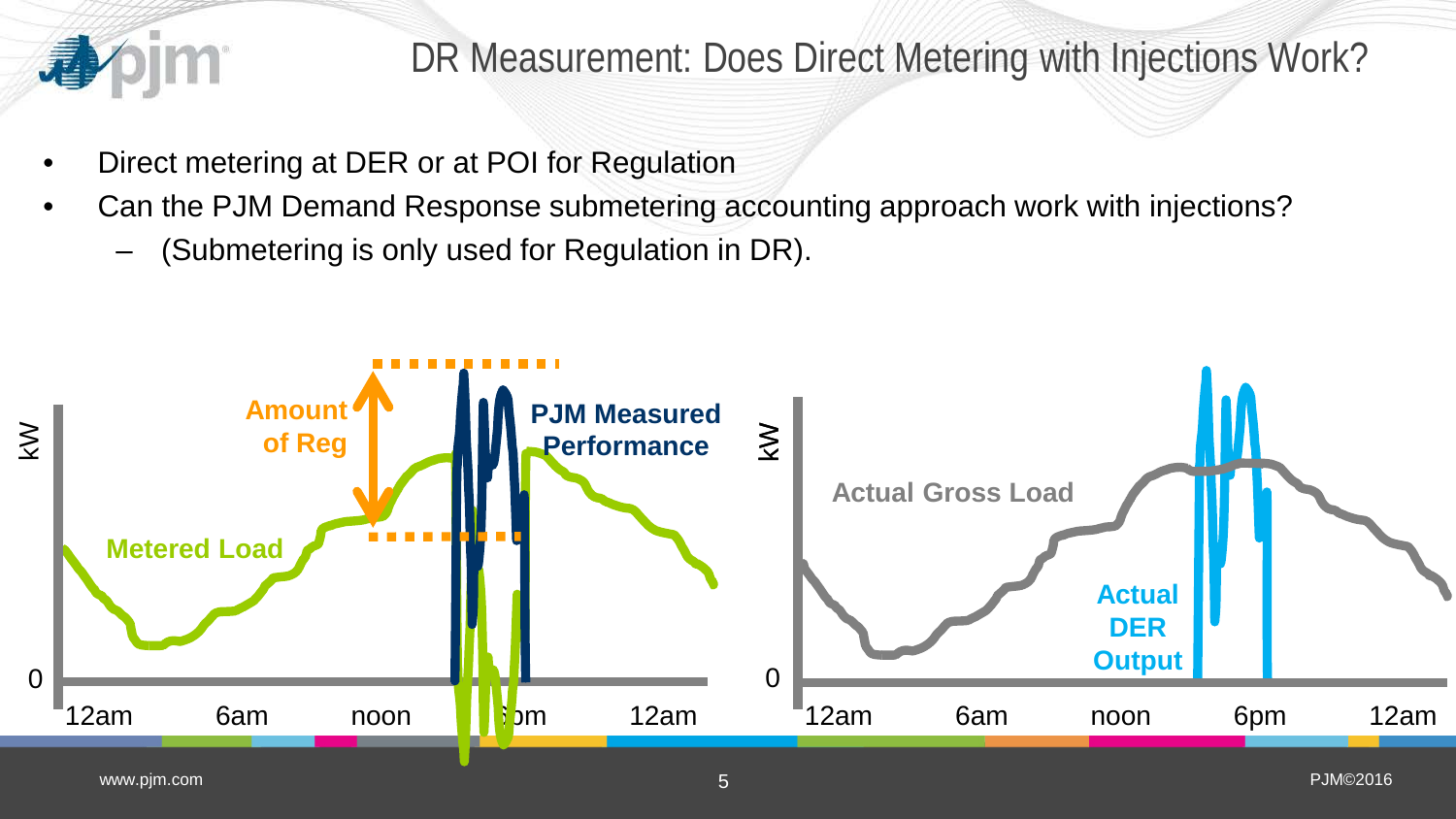# DR Measurement: Does Direct Metering with Injections Work?

- Direct metering at DER or at POI for Regulation
- Can the PJM Demand Response submetering accounting approach work with injections?
  - (Submetering is only used for Regulation in DR).

kW

Amount of Reg

PJM Measured Performance

Metered Load

0

12am 6am noon 6pm 12am

kW

Actual Gross Load

Actual DER Output

0

12am 6am noon 6pm 12am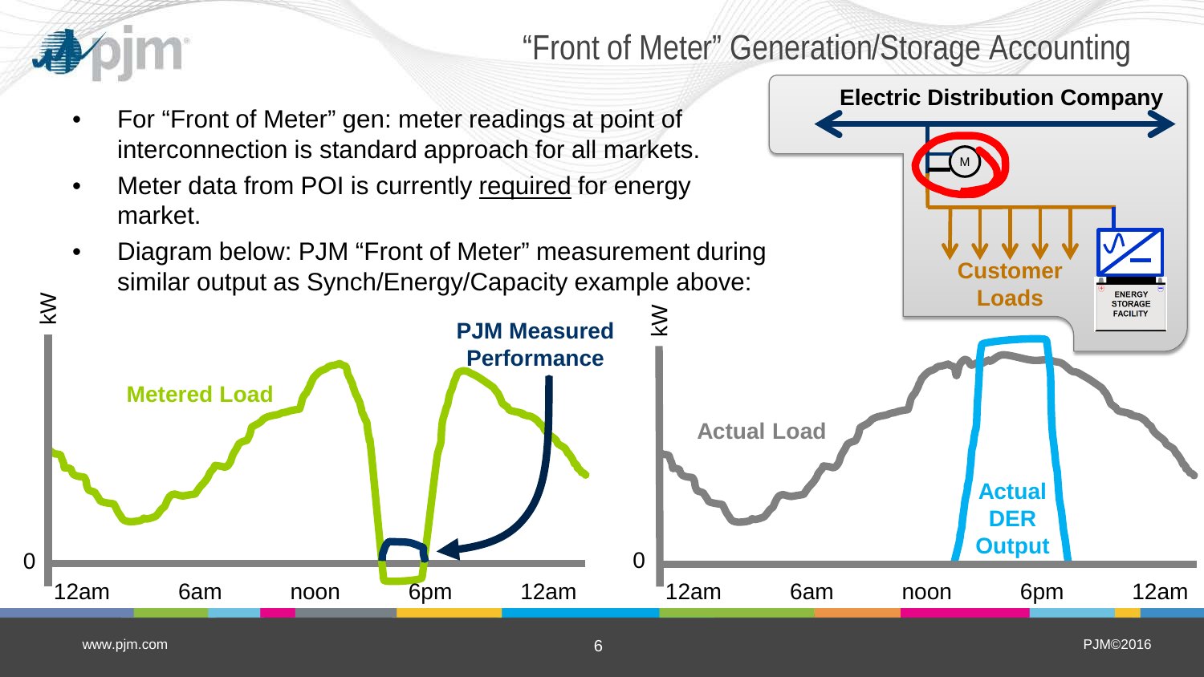# "Front of Meter" Generation/Storage Accounting

- For "Front of Meter" gen: meter readings at point of interconnection is standard approach for all markets.
- Meter data from POI is currently required for energy market.
- Diagram below: PJM "Front of Meter" measurement during similar output as Synch/Energy/Capacity example above:

Electric Distribution Company

M

Customer Loads

ENERGY STORAGE FACILITY

kW

Metered Load

PJM Measured Performance

0

12am 6am noon 6pm 12am

kW

Actual Load

Actual DER Output

0

12am 6am noon 6pm 12am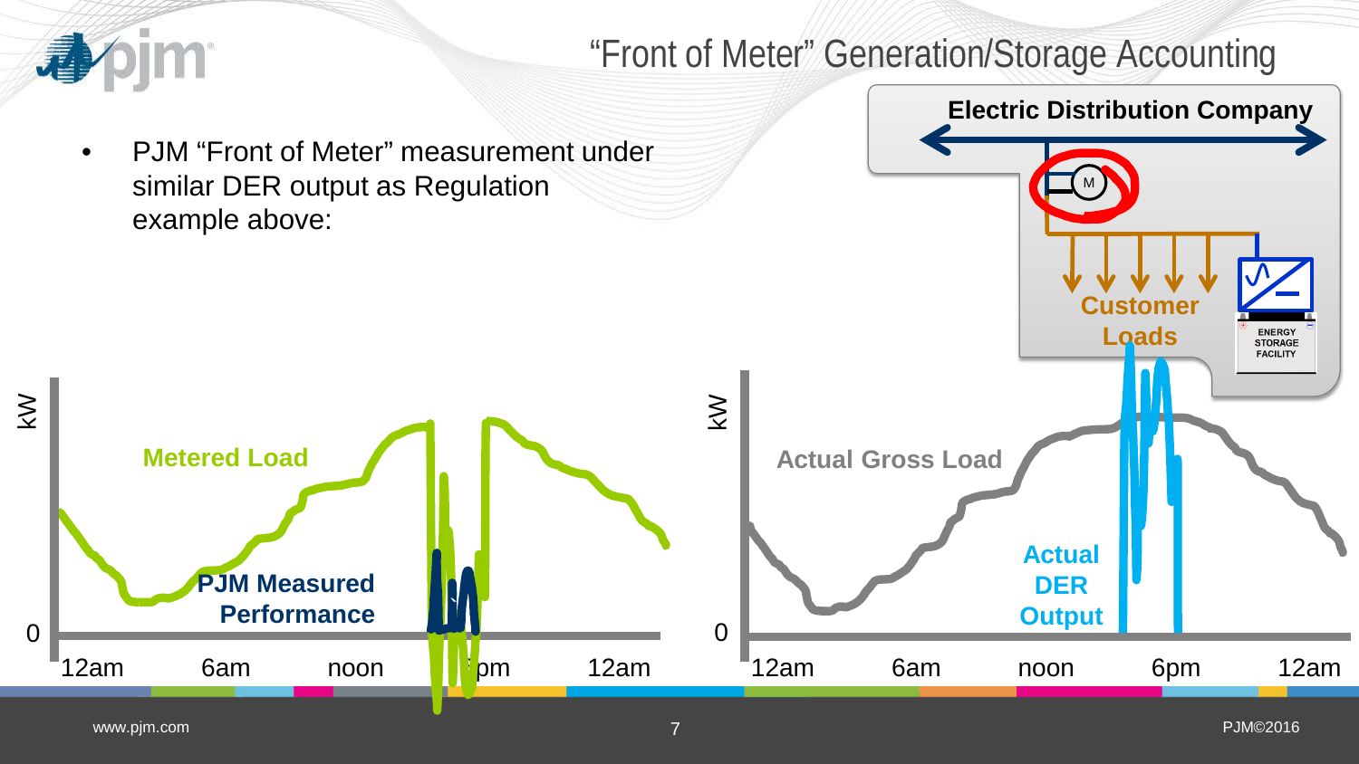# "Front of Meter" Generation/Storage Accounting

- PJM "Front of Meter" measurement under similar DER output as Regulation example above:

Electric Distribution Company

M

Customer Loads

ENERGY STORAGE FACILITY

kW

Metered Load

PJM Measured Performance

0

12am 6am noon 6pm 12am

kW

Actual Gross Load

Actual DER Output

0

12am 6am noon 6pm 12am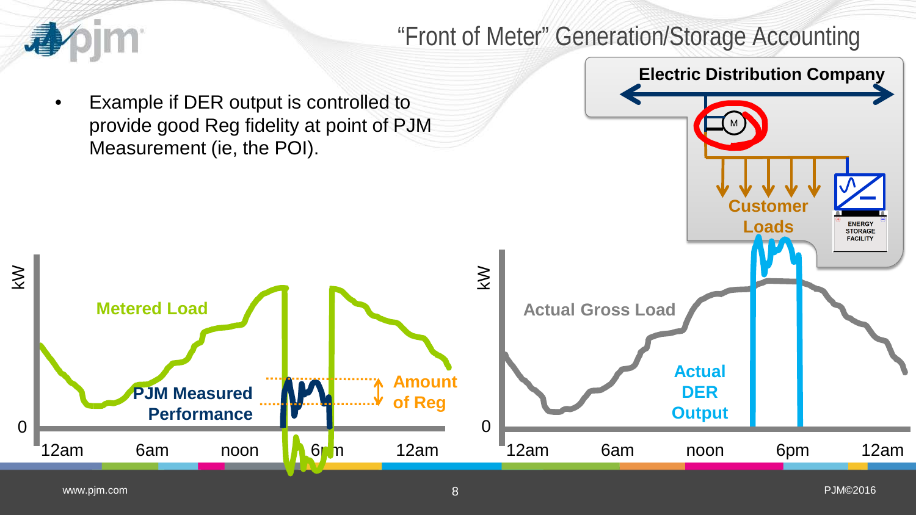# "Front of Meter" Generation/Storage Accounting

- Example if DER output is controlled to provide good Reg fidelity at point of PJM Measurement (ie, the POI).

Electric Distribution Company

M

Customer Loads

ENERGY STORAGE FACILITY

kW

Metered Load

PJM Measured Performance

Amount of Reg

0

12am 6am noon 6pm 12am

kW

Actual Gross Load

Actual DER Output

0

12am 6am noon 6pm 12am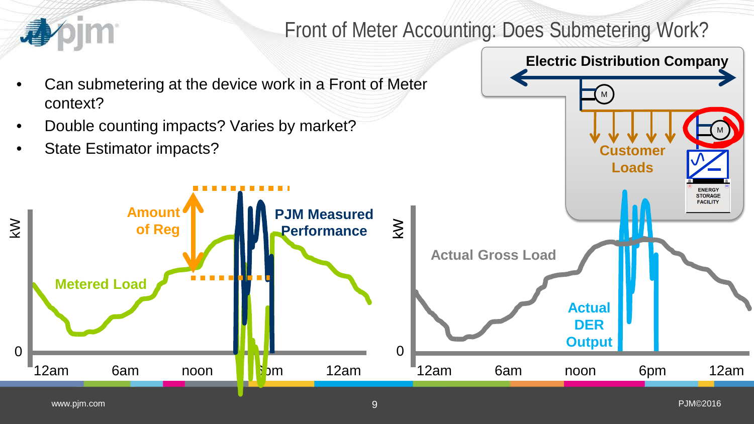# Front of Meter Accounting: Does Submetering Work?

- Can submetering at the device work in a Front of Meter context?
- Double counting impacts? Varies by market?
- State Estimator impacts?

Electric Distribution Company

M

Customer Loads

M

ENERGY STORAGE FACILITY

kW

Amount of Reg

PJM Measured Performance

Metered Load

0

12am | 6am | noon | 6pm | 12am

kW

Actual Gross Load

Actual DER Output

0

12am | 6am | noon | 6pm | 12am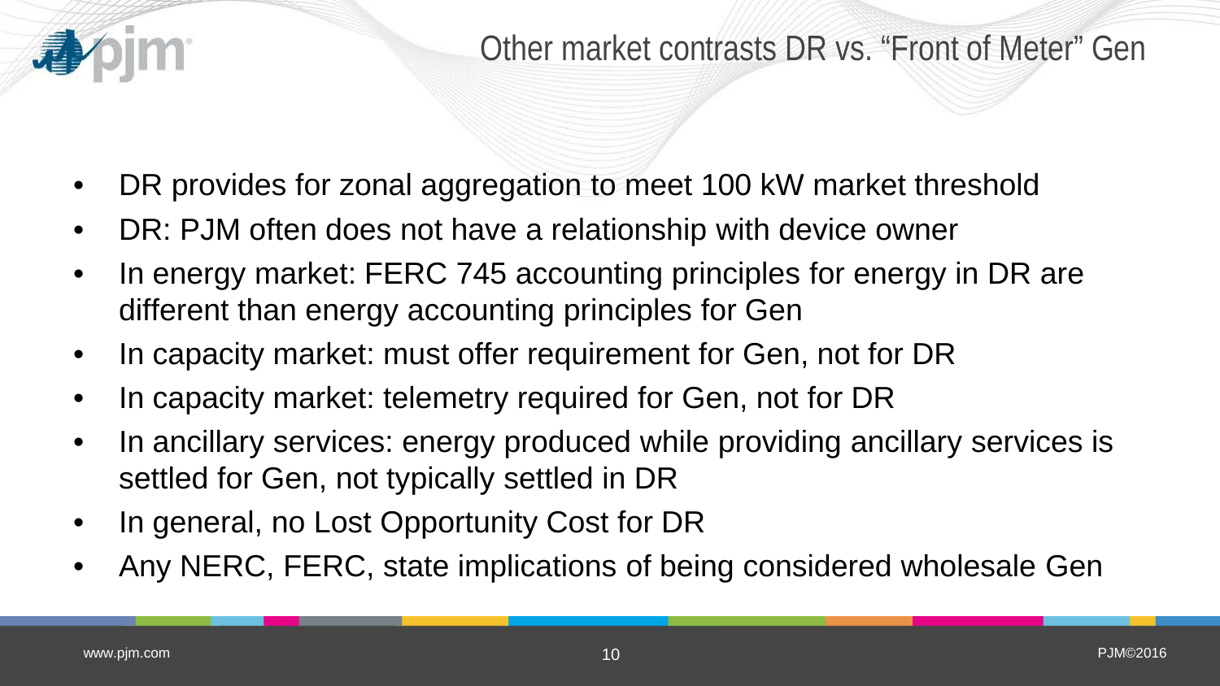# Other market contrasts DR vs. "Front of Meter" Gen

- DR provides for zonal aggregation to meet 100 kW market threshold
- DR: PJM often does not have a relationship with device owner
- In energy market: FERC 745 accounting principles for energy in DR are different than energy accounting principles for Gen
- In capacity market: must offer requirement for Gen, not for DR
- In capacity market: telemetry required for Gen, not for DR
- In ancillary services: energy produced while providing ancillary services is settled for Gen, not typically settled in DR
- In general, no Lost Opportunity Cost for DR
- Any NERC, FERC, state implications of being considered wholesale Gen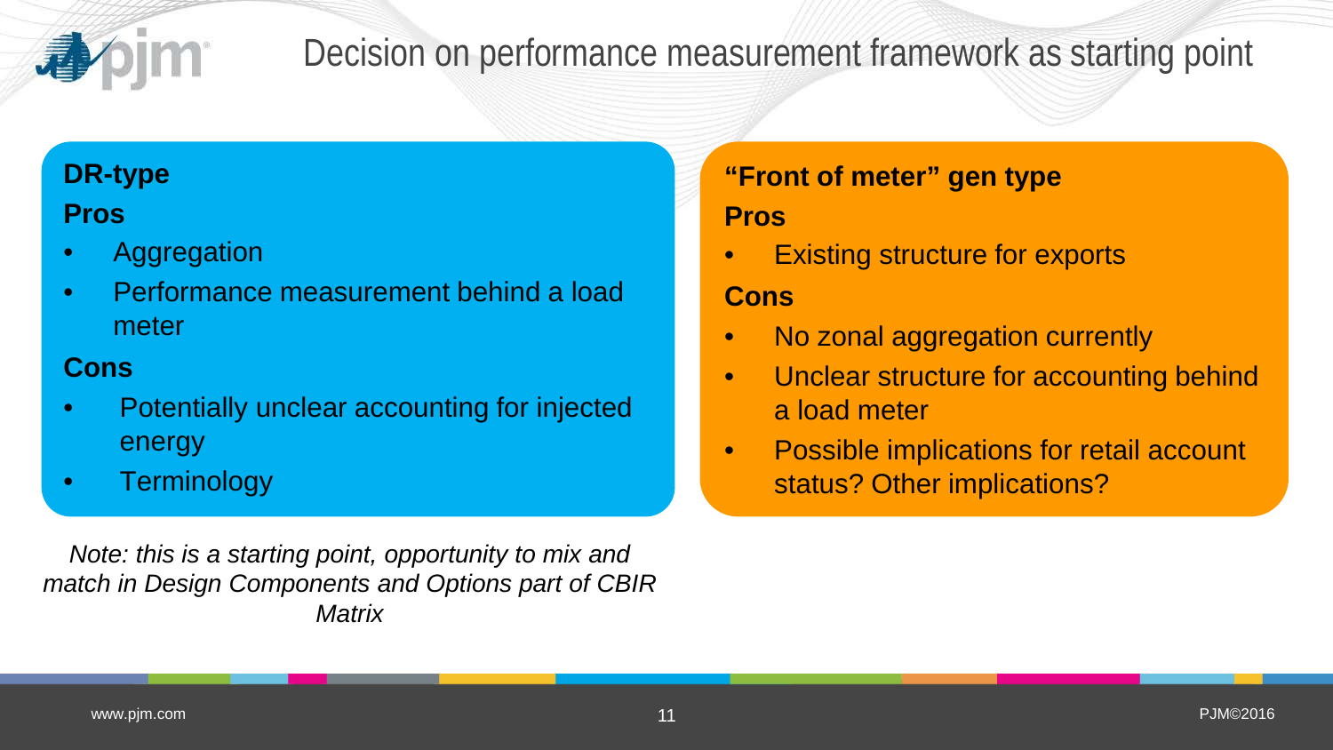# Decision on performance measurement framework as starting point

## DR-type

**Pros**

- Aggregation
- Performance measurement behind a load meter

**Cons**

- Potentially unclear accounting for injected energy
- Terminology

## "Front of meter" gen type

**Pros**

- Existing structure for exports

**Cons**

- No zonal aggregation currently
- Unclear structure for accounting behind a load meter
- Possible implications for retail account status? Other implications?

*Note: this is a starting point, opportunity to mix and match in Design Components and Options part of CBIR Matrix*